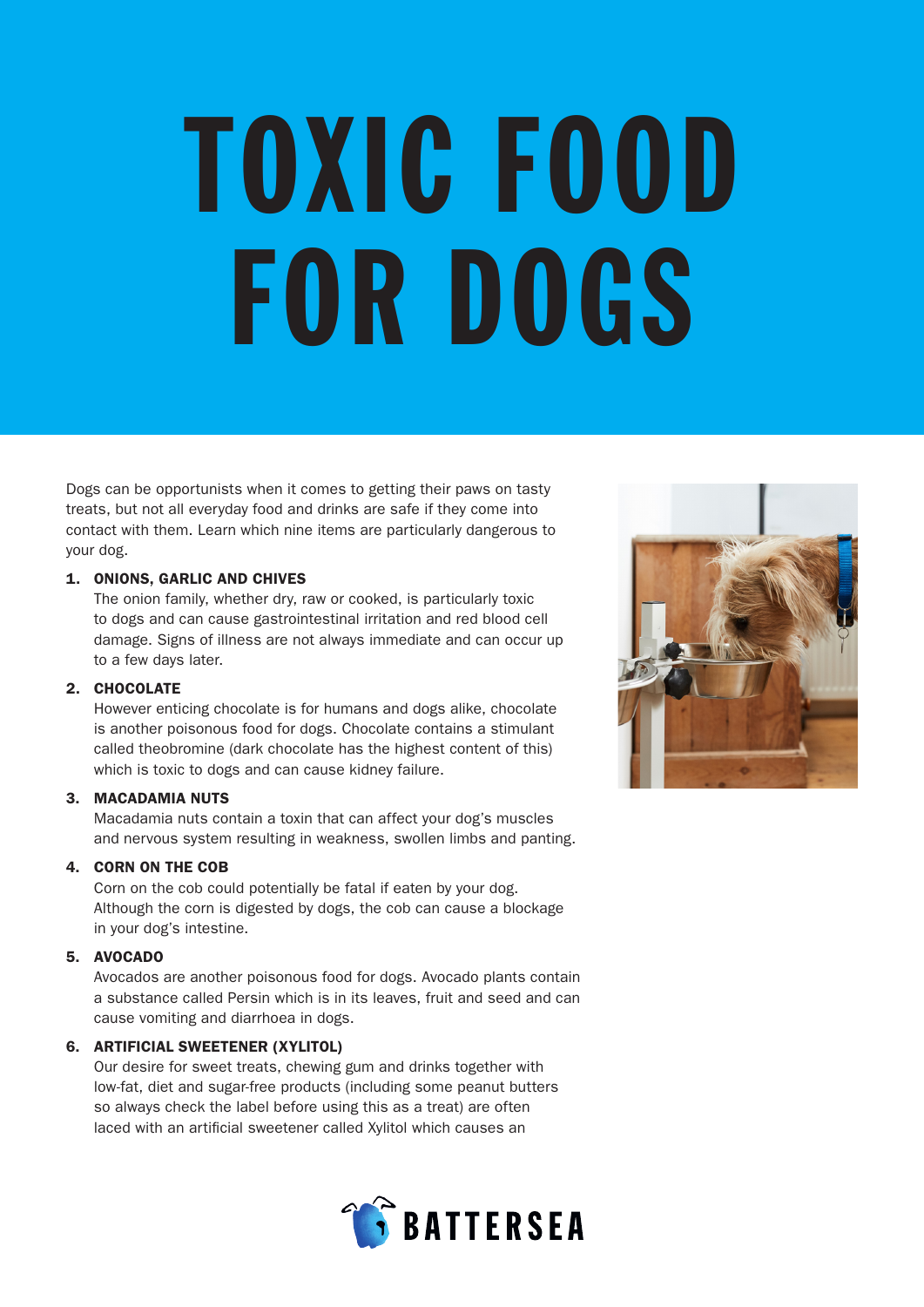# TOXIC FOOD FOR DOGS

Dogs can be opportunists when it comes to getting their paws on tasty treats, but not all everyday food and drinks are safe if they come into contact with them. Learn which nine items are particularly dangerous to your dog.

1. **ONIONS, GARLIC AND CHIVES**
   The onion family, whether dry, raw or cooked, is particularly toxic to dogs and can cause gastrointestinal irritation and red blood cell damage. Signs of illness are not always immediate and can occur up to a few days later.

2. **CHOCOLATE**
   However enticing chocolate is for humans and dogs alike, chocolate is another poisonous food for dogs. Chocolate contains a stimulant called theobromine (dark chocolate has the highest content of this) which is toxic to dogs and can cause kidney failure.

3. **MACADAMIA NUTS**
   Macadamia nuts contain a toxin that can affect your dog's muscles and nervous system resulting in weakness, swollen limbs and panting.

4. **CORN ON THE COB**
   Corn on the cob could potentially be fatal if eaten by your dog. Although the corn is digested by dogs, the cob can cause a blockage in your dog's intestine.

5. **AVOCADO**
   Avocados are another poisonous food for dogs. Avocado plants contain a substance called Persin which is in its leaves, fruit and seed and can cause vomiting and diarrhoea in dogs.

6. **ARTIFICIAL SWEETENER (XYLITOL)**
   Our desire for sweet treats, chewing gum and drinks together with low-fat, diet and sugar-free products (including some peanut butters so always check the label before using this as a treat) are often laced with an artificial sweetener called Xylitol which causes an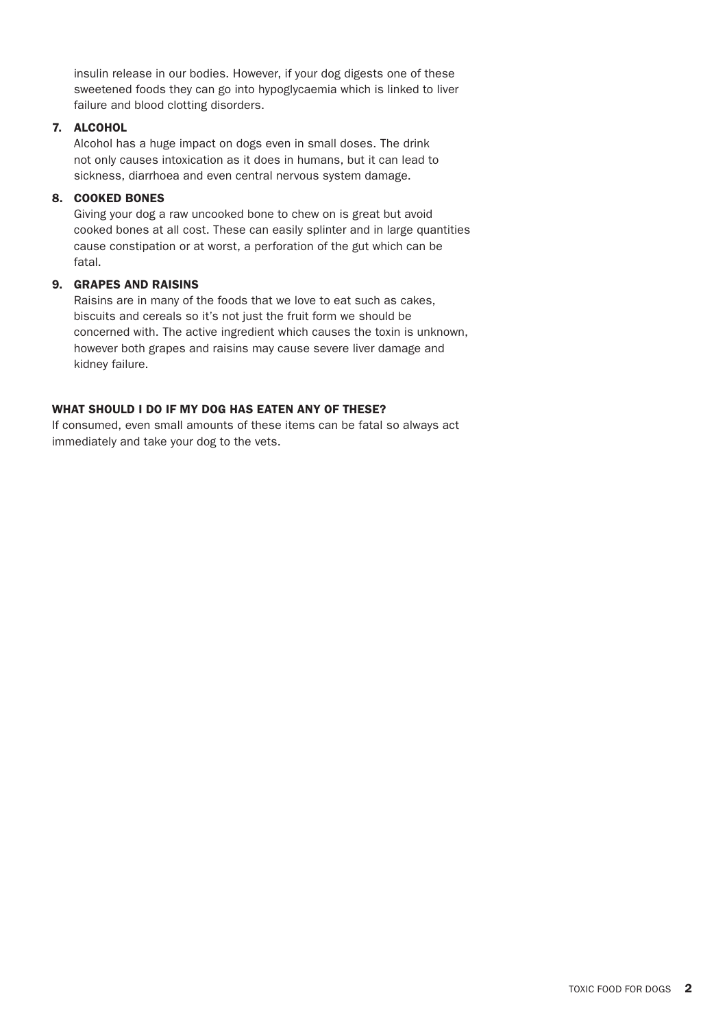insulin release in our bodies. However, if your dog digests one of these sweetened foods they can go into hypoglycaemia which is linked to liver failure and blood clotting disorders.

7. **ALCOHOL**

   Alcohol has a huge impact on dogs even in small doses. The drink not only causes intoxication as it does in humans, but it can lead to sickness, diarrhoea and even central nervous system damage.

8. **COOKED BONES**

   Giving your dog a raw uncooked bone to chew on is great but avoid cooked bones at all cost. These can easily splinter and in large quantities cause constipation or at worst, a perforation of the gut which can be fatal.

9. **GRAPES AND RAISINS**

   Raisins are in many of the foods that we love to eat such as cakes, biscuits and cereals so it's not just the fruit form we should be concerned with. The active ingredient which causes the toxin is unknown, however both grapes and raisins may cause severe liver damage and kidney failure.

## WHAT SHOULD I DO IF MY DOG HAS EATEN ANY OF THESE?

If consumed, even small amounts of these items can be fatal so always act immediately and take your dog to the vets.